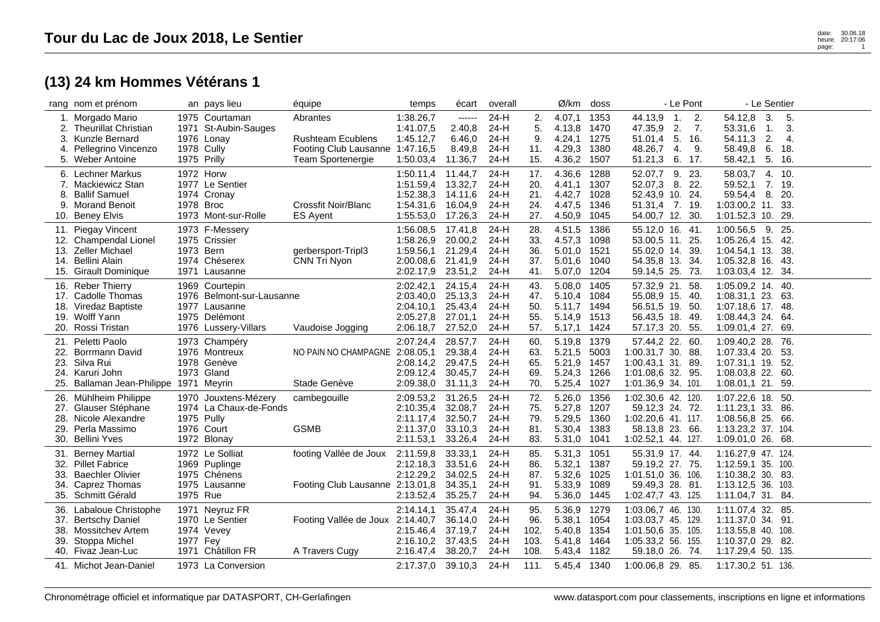# Tour du Lac de Joux 2018, Le Sentier

## (13) 24 km Hommes Vétérans 1

| rang | nom et prénom | an | pays lieu | équipe | temps | écart | overall | | Ø/km | doss | - Le Pont | | | - Le Sentier | | |
|---|---|---|---|---|---|---|---|---|---|---|---|---|---|---|---|---|
| 1. | Morgado Mario | 1975 | Courtaman | Abrantes | 1:38.26,7 | ------ | 24-H | 2. | 4.07,1 | 1353 | 44.13,9 | 1. | 2. | 54.12,8 | 3. | 5. |
| 2. | Theurillat Christian | 1971 | St-Aubin-Sauges | | 1:41.07,5 | 2.40,8 | 24-H | 5. | 4.13,8 | 1470 | 47.35,9 | 2. | 7. | 53.31,6 | 1. | 3. |
| 3. | Kunzle Bernard | 1976 | Lonay | Rushteam Ecublens | 1:45.12,7 | 6.46,0 | 24-H | 9. | 4.24,1 | 1275 | 51.01,4 | 5. | 16. | 54.11,3 | 2. | 4. |
| 4. | Pellegrino Vincenzo | 1978 | Cully | Footing Club Lausanne | 1:47.16,5 | 8.49,8 | 24-H | 11. | 4.29,3 | 1380 | 48.26,7 | 4. | 9. | 58.49,8 | 6. | 18. |
| 5. | Weber Antoine | 1975 | Prilly | Team Sportenergie | 1:50.03,4 | 11.36,7 | 24-H | 15. | 4.36,2 | 1507 | 51.21,3 | 6. | 17. | 58.42,1 | 5. | 16. |
| 6. | Lechner Markus | 1972 | Horw | | 1:50.11,4 | 11.44,7 | 24-H | 17. | 4.36,6 | 1288 | 52.07,7 | 9. | 23. | 58.03,7 | 4. | 10. |
| 7. | Mackiewicz Stan | 1977 | Le Sentier | | 1:51.59,4 | 13.32,7 | 24-H | 20. | 4.41,1 | 1307 | 52.07,3 | 8. | 22. | 59.52,1 | 7. | 19. |
| 8. | Ballif Samuel | 1974 | Cronay | | 1:52.38,3 | 14.11,6 | 24-H | 21. | 4.42,7 | 1028 | 52.43,9 | 10. | 24. | 59.54,4 | 8. | 20. |
| 9. | Morand Benoit | 1978 | Broc | Crossfit Noir/Blanc | 1:54.31,6 | 16.04,9 | 24-H | 24. | 4.47,5 | 1346 | 51.31,4 | 7. | 19. | 1:03.00,2 | 11. | 33. |
| 10. | Beney Elvis | 1973 | Mont-sur-Rolle | ES Ayent | 1:55.53,0 | 17.26,3 | 24-H | 27. | 4.50,9 | 1045 | 54.00,7 | 12. | 30. | 1:01.52,3 | 10. | 29. |
| 11. | Piegay Vincent | 1973 | F-Messery | | 1:56.08,5 | 17.41,8 | 24-H | 28. | 4.51,5 | 1386 | 55.12,0 | 16. | 41. | 1:00.56,5 | 9. | 25. |
| 12. | Champendal Lionel | 1975 | Crissier | | 1:58.26,9 | 20.00,2 | 24-H | 33. | 4.57,3 | 1098 | 53.00,5 | 11. | 25. | 1:05.26,4 | 15. | 42. |
| 13. | Zeller Michael | 1973 | Bern | gerbersport-Tripl3 | 1:59.56,1 | 21.29,4 | 24-H | 36. | 5.01,0 | 1521 | 55.02,0 | 14. | 39. | 1:04.54,1 | 13. | 38. |
| 14. | Bellini Alain | 1974 | Chéserex | CNN Tri Nyon | 2:00.08,6 | 21.41,9 | 24-H | 37. | 5.01,6 | 1040 | 54.35,8 | 13. | 34. | 1:05.32,8 | 16. | 43. |
| 15. | Girault Dominique | 1971 | Lausanne | | 2:02.17,9 | 23.51,2 | 24-H | 41. | 5.07,0 | 1204 | 59.14,5 | 25. | 73. | 1:03.03,4 | 12. | 34. |
| 16. | Reber Thierry | 1969 | Courtepin | | 2:02.42,1 | 24.15,4 | 24-H | 43. | 5.08,0 | 1405 | 57.32,9 | 21. | 58. | 1:05.09,2 | 14. | 40. |
| 17. | Cadolle Thomas | 1976 | Belmont-sur-Lausanne | | 2:03.40,0 | 25.13,3 | 24-H | 47. | 5.10,4 | 1084 | 55.08,9 | 15. | 40. | 1:08.31,1 | 23. | 63. |
| 18. | Viredaz Baptiste | 1977 | Lausanne | | 2:04.10,1 | 25.43,4 | 24-H | 50. | 5.11,7 | 1494 | 56.51,5 | 19. | 50. | 1:07.18,6 | 17. | 48. |
| 19. | Wolff Yann | 1975 | Delémont | | 2:05.27,8 | 27.01,1 | 24-H | 55. | 5.14,9 | 1513 | 56.43,5 | 18. | 49. | 1:08.44,3 | 24. | 64. |
| 20. | Rossi Tristan | 1976 | Lussery-Villars | Vaudoise Jogging | 2:06.18,7 | 27.52,0 | 24-H | 57. | 5.17,1 | 1424 | 57.17,3 | 20. | 55. | 1:09.01,4 | 27. | 69. |
| 21. | Peletti Paolo | 1973 | Champéry | | 2:07.24,4 | 28.57,7 | 24-H | 60. | 5.19,8 | 1379 | 57.44,2 | 22. | 60. | 1:09.40,2 | 28. | 76. |
| 22. | Borrmann David | 1976 | Montreux | NO PAIN NO CHAMPAGNE | 2:08.05,1 | 29.38,4 | 24-H | 63. | 5.21,5 | 5003 | 1:00.31,7 | 30. | 88. | 1:07.33,4 | 20. | 53. |
| 23. | Silva Rui | 1978 | Genève | | 2:08.14,2 | 29.47,5 | 24-H | 65. | 5.21,9 | 1457 | 1:00.43,1 | 31. | 89. | 1:07.31,1 | 19. | 52. |
| 24. | Karuri John | 1973 | Gland | | 2:09.12,4 | 30.45,7 | 24-H | 69. | 5.24,3 | 1266 | 1:01.08,6 | 32. | 95. | 1:08.03,8 | 22. | 60. |
| 25. | Ballaman Jean-Philippe | 1971 | Meyrin | Stade Genève | 2:09.38,0 | 31.11,3 | 24-H | 70. | 5.25,4 | 1027 | 1:01.36,9 | 34. | 101. | 1:08.01,1 | 21. | 59. |
| 26. | Mühlheim Philippe | 1970 | Jouxtens-Mézery | cambegouille | 2:09.53,2 | 31.26,5 | 24-H | 72. | 5.26,0 | 1356 | 1:02.30,6 | 42. | 120. | 1:07.22,6 | 18. | 50. |
| 27. | Glauser Stéphane | 1974 | La Chaux-de-Fonds | | 2:10.35,4 | 32.08,7 | 24-H | 75. | 5.27,8 | 1207 | 59.12,3 | 24. | 72. | 1:11.23,1 | 33. | 86. |
| 28. | Nicole Alexandre | 1975 | Pully | | 2:11.17,4 | 32.50,7 | 24-H | 79. | 5.29,5 | 1360 | 1:02.20,6 | 41. | 117. | 1:08.56,8 | 25. | 66. |
| 29. | Perla Massimo | 1976 | Court | GSMB | 2:11.37,0 | 33.10,3 | 24-H | 81. | 5.30,4 | 1383 | 58.13,8 | 23. | 66. | 1:13.23,2 | 37. | 104. |
| 30. | Bellini Yves | 1972 | Blonay | | 2:11.53,1 | 33.26,4 | 24-H | 83. | 5.31,0 | 1041 | 1:02.52,1 | 44. | 127. | 1:09.01,0 | 26. | 68. |
| 31. | Berney Martial | 1972 | Le Solliat | footing Vallée de Joux | 2:11.59,8 | 33.33,1 | 24-H | 85. | 5.31,3 | 1051 | 55.31,9 | 17. | 44. | 1:16.27,9 | 47. | 124. |
| 32. | Pillet Fabrice | 1969 | Puplinge | | 2:12.18,3 | 33.51,6 | 24-H | 86. | 5.32,1 | 1387 | 59.19,2 | 27. | 75. | 1:12.59,1 | 35. | 100. |
| 33. | Baechler Olivier | 1975 | Chénens | | 2:12.29,2 | 34.02,5 | 24-H | 87. | 5.32,6 | 1025 | 1:01.51,0 | 36. | 106. | 1:10.38,2 | 30. | 83. |
| 34. | Caprez Thomas | 1975 | Lausanne | Footing Club Lausanne | 2:13.01,8 | 34.35,1 | 24-H | 91. | 5.33,9 | 1089 | 59.49,3 | 28. | 81. | 1:13.12,5 | 36. | 103. |
| 35. | Schmitt Gérald | 1975 | Rue | | 2:13.52,4 | 35.25,7 | 24-H | 94. | 5.36,0 | 1445 | 1:02.47,7 | 43. | 125. | 1:11.04,7 | 31. | 84. |
| 36. | Labaloue Christophe | 1971 | Neyruz FR | | 2:14.14,1 | 35.47,4 | 24-H | 95. | 5.36,9 | 1279 | 1:03.06,7 | 46. | 130. | 1:11.07,4 | 32. | 85. |
| 37. | Bertschy Daniel | 1970 | Le Sentier | Footing Vallée de Joux | 2:14.40,7 | 36.14,0 | 24-H | 96. | 5.38,1 | 1054 | 1:03.03,7 | 45. | 129. | 1:11.37,0 | 34. | 91. |
| 38. | Mossitchev Artem | 1974 | Vevey | | 2:15.46,4 | 37.19,7 | 24-H | 102. | 5.40,8 | 1354 | 1:01.50,6 | 35. | 105. | 1:13.55,8 | 40. | 108. |
| 39. | Stoppa Michel | 1977 | Fey | | 2:16.10,2 | 37.43,5 | 24-H | 103. | 5.41,8 | 1464 | 1:05.33,2 | 56. | 155. | 1:10.37,0 | 29. | 82. |
| 40. | Fivaz Jean-Luc | 1971 | Châtillon FR | A Travers Cugy | 2:16.47,4 | 38.20,7 | 24-H | 108. | 5.43,4 | 1182 | 59.18,0 | 26. | 74. | 1:17.29,4 | 50. | 135. |
| 41. | Michot Jean-Daniel | 1973 | La Conversion | | 2:17.37,0 | 39.10,3 | 24-H | 111. | 5.45,4 | 1340 | 1:00.06,8 | 29. | 85. | 1:17.30,2 | 51. | 136. |

Chronométrage officiel et informatique par DATASPORT, CH-Gerlafingen

www.datasport.com pour classements, inscriptions en ligne et informations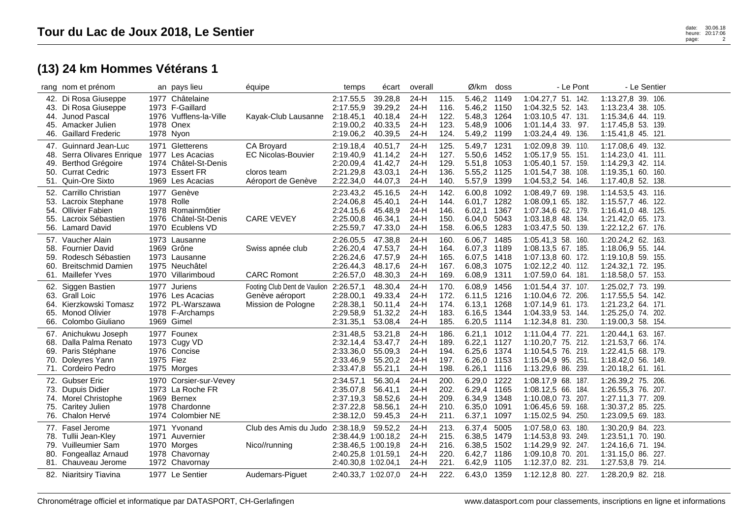## (13) 24 km Hommes Vétérans 1

| rang | nom et prénom | an | pays lieu | équipe | temps | écart | overall | | Ø/km | doss | - Le Pont | - Le Sentier |
|---|---|---|---|---|---|---|---|---|---|---|---|---|
| 42. | Di Rosa Giuseppe | 1977 | Châtelaine | | 2:17.55,5 | 39.28,8 | 24-H | 115. | 5.46,2 | 1149 | 1:04.27,7 51. 142. | 1:13.27,8 39. 106. |
| 43. | Di Rosa Giuseppe | 1973 | F-Gaillard | | 2:17.55,9 | 39.29,2 | 24-H | 116. | 5.46,2 | 1150 | 1:04.32,5 52. 143. | 1:13.23,4 38. 105. |
| 44. | Junod Pascal | 1976 | Vufflens-la-Ville | Kayak-Club Lausanne | 2:18.45,1 | 40.18,4 | 24-H | 122. | 5.48,3 | 1264 | 1:03.10,5 47. 131. | 1:15.34,6 44. 119. |
| 45. | Amacker Julien | 1978 | Onex | | 2:19.00,2 | 40.33,5 | 24-H | 123. | 5.48,9 | 1006 | 1:01.14,4 33. 97. | 1:17.45,8 53. 139. |
| 46. | Gaillard Frederic | 1978 | Nyon | | 2:19.06,2 | 40.39,5 | 24-H | 124. | 5.49,2 | 1199 | 1:03.24,4 49. 136. | 1:15.41,8 45. 121. |
| 47. | Guinnard Jean-Luc | 1971 | Gletterens | CA Broyard | 2:19.18,4 | 40.51,7 | 24-H | 125. | 5.49,7 | 1231 | 1:02.09,8 39. 110. | 1:17.08,6 49. 132. |
| 48. | Serra Olivares Enrique | 1977 | Les Acacias | EC Nicolas-Bouvier | 2:19.40,9 | 41.14,2 | 24-H | 127. | 5.50,6 | 1452 | 1:05.17,9 55. 151. | 1:14.23,0 41. 111. |
| 49. | Berthod Grégoire | 1974 | Châtel-St-Denis | | 2:20.09,4 | 41.42,7 | 24-H | 129. | 5.51,8 | 1053 | 1:05.40,1 57. 159. | 1:14.29,3 42. 114. |
| 50. | Currat Cedric | 1973 | Essert FR | cloros team | 2:21.29,8 | 43.03,1 | 24-H | 136. | 5.55,2 | 1125 | 1:01.54,7 38. 108. | 1:19.35,1 60. 160. |
| 51. | Quin-Ore Sixto | 1969 | Les Acacias | Aéroport de Genève | 2:22.34,0 | 44.07,3 | 24-H | 140. | 5.57,9 | 1399 | 1:04.53,2 54. 146. | 1:17.40,8 52. 138. |
| 52. | Carrillo Christian | 1977 | Genève | | 2:23.43,2 | 45.16,5 | 24-H | 142. | 6.00,8 | 1092 | 1:08.49,7 69. 198. | 1:14.53,5 43. 116. |
| 53. | Lacroix Stephane | 1978 | Rolle | | 2:24.06,8 | 45.40,1 | 24-H | 144. | 6.01,7 | 1282 | 1:08.09,1 65. 182. | 1:15.57,7 46. 122. |
| 54. | Ollivier Fabien | 1978 | Romainmôtier | | 2:24.15,6 | 45.48,9 | 24-H | 146. | 6.02,1 | 1367 | 1:07.34,6 62. 179. | 1:16.41,0 48. 125. |
| 55. | Lacroix Sébastien | 1976 | Châtel-St-Denis | CARE VEVEY | 2:25.00,8 | 46.34,1 | 24-H | 150. | 6.04,0 | 5043 | 1:03.18,8 48. 134. | 1:21.42,0 65. 173. |
| 56. | Lamard David | 1970 | Ecublens VD | | 2:25.59,7 | 47.33,0 | 24-H | 158. | 6.06,5 | 1283 | 1:03.47,5 50. 139. | 1:22.12,2 67. 176. |
| 57. | Vaucher Alain | 1973 | Lausanne | | 2:26.05,5 | 47.38,8 | 24-H | 160. | 6.06,7 | 1485 | 1:05.41,3 58. 160. | 1:20.24,2 62. 163. |
| 58. | Fournier David | 1969 | Grône | Swiss apnée club | 2:26.20,4 | 47.53,7 | 24-H | 164. | 6.07,3 | 1189 | 1:08.13,5 67. 185. | 1:18.06,9 55. 144. |
| 59. | Rodesch Sébastien | 1973 | Lausanne | | 2:26.24,6 | 47.57,9 | 24-H | 165. | 6.07,5 | 1418 | 1:07.13,8 60. 172. | 1:19.10,8 59. 155. |
| 60. | Breitschmid Damien | 1975 | Neuchâtel | | 2:26.44,3 | 48.17,6 | 24-H | 167. | 6.08,3 | 1075 | 1:02.12,2 40. 112. | 1:24.32,1 72. 195. |
| 61. | Maillefer Yves | 1970 | Villarimboud | CARC Romont | 2:26.57,0 | 48.30,3 | 24-H | 169. | 6.08,9 | 1311 | 1:07.59,0 64. 181. | 1:18.58,0 57. 153. |
| 62. | Siggen Bastien | 1977 | Juriens | Footing Club Dent de Vaulion | 2:26.57,1 | 48.30,4 | 24-H | 170. | 6.08,9 | 1456 | 1:01.54,4 37. 107. | 1:25.02,7 73. 199. |
| 63. | Grall Loic | 1976 | Les Acacias | Genève aéroport | 2:28.00,1 | 49.33,4 | 24-H | 172. | 6.11,5 | 1216 | 1:10.04,6 72. 206. | 1:17.55,5 54. 142. |
| 64. | Kierzkowski Tomasz | 1972 | PL-Warszawa | Mission de Pologne | 2:28.38,1 | 50.11,4 | 24-H | 174. | 6.13,1 | 1268 | 1:07.14,9 61. 173. | 1:21.23,2 64. 171. |
| 65. | Monod Olivier | 1978 | F-Archamps | | 2:29.58,9 | 51.32,2 | 24-H | 183. | 6.16,5 | 1344 | 1:04.33,9 53. 144. | 1:25.25,0 74. 202. |
| 66. | Colombo Giuliano | 1969 | Gimel | | 2:31.35,1 | 53.08,4 | 24-H | 185. | 6.20,5 | 1114 | 1:12.34,8 81. 230. | 1:19.00,3 58. 154. |
| 67. | Anichukwu Joseph | 1977 | Founex | | 2:31.48,5 | 53.21,8 | 24-H | 186. | 6.21,1 | 1012 | 1:11.04,4 77. 221. | 1:20.44,1 63. 167. |
| 68. | Dalla Palma Renato | 1973 | Cugy VD | | 2:32.14,4 | 53.47,7 | 24-H | 189. | 6.22,1 | 1127 | 1:10.20,7 75. 212. | 1:21.53,7 66. 174. |
| 69. | Paris Stéphane | 1976 | Concise | | 2:33.36,0 | 55.09,3 | 24-H | 194. | 6.25,6 | 1374 | 1:10.54,5 76. 219. | 1:22.41,5 68. 179. |
| 70. | Doleyres Yann | 1975 | Fiez | | 2:33.46,9 | 55.20,2 | 24-H | 197. | 6.26,0 | 1153 | 1:15.04,9 95. 251. | 1:18.42,0 56. 149. |
| 71. | Cordeiro Pedro | 1975 | Morges | | 2:33.47,8 | 55.21,1 | 24-H | 198. | 6.26,1 | 1116 | 1:13.29,6 86. 239. | 1:20.18,2 61. 161. |
| 72. | Gubser Eric | 1970 | Corsier-sur-Vevey | | 2:34.57,1 | 56.30,4 | 24-H | 200. | 6.29,0 | 1222 | 1:08.17,9 68. 187. | 1:26.39,2 75. 206. |
| 73. | Dupuis Didier | 1973 | La Roche FR | | 2:35.07,8 | 56.41,1 | 24-H | 202. | 6.29,4 | 1165 | 1:08.12,5 66. 184. | 1:26.55,3 76. 207. |
| 74. | Morel Christophe | 1969 | Bernex | | 2:37.19,3 | 58.52,6 | 24-H | 209. | 6.34,9 | 1348 | 1:10.08,0 73. 207. | 1:27.11,3 77. 209. |
| 75. | Caritey Julien | 1978 | Chardonne | | 2:37.22,8 | 58.56,1 | 24-H | 210. | 6.35,0 | 1091 | 1:06.45,6 59. 168. | 1:30.37,2 85. 225. |
| 76. | Chalon Hervé | 1974 | Colombier NE | | 2:38.12,0 | 59.45,3 | 24-H | 211. | 6.37,1 | 1097 | 1:15.02,5 94. 250. | 1:23.09,5 69. 183. |
| 77. | Fasel Jerome | 1971 | Yvonand | Club des Amis du Judo | 2:38.18,9 | 59.52,2 | 24-H | 213. | 6.37,4 | 5005 | 1:07.58,0 63. 180. | 1:30.20,9 84. 223. |
| 78. | Tullii Jean-Kley | 1971 | Auvernier | | 2:38.44,9 | 1:00.18,2 | 24-H | 215. | 6.38,5 | 1479 | 1:14.53,8 93. 249. | 1:23.51,1 70. 190. |
| 79. | Vuilleumier Sam | 1970 | Morges | Nico//running | 2:38.46,5 | 1:00.19,8 | 24-H | 216. | 6.38,5 | 1502 | 1:14.29,9 92. 247. | 1:24.16,6 71. 194. |
| 80. | Fongeallaz Arnaud | 1978 | Chavornay | | 2:40.25,8 | 1:01.59,1 | 24-H | 220. | 6.42,7 | 1186 | 1:09.10,8 70. 201. | 1:31.15,0 86. 227. |
| 81. | Chauveau Jerome | 1972 | Chavornay | | 2:40.30,8 | 1:02.04,1 | 24-H | 221. | 6.42,9 | 1105 | 1:12.37,0 82. 231. | 1:27.53,8 79. 214. |
| 82. | Niaritsiry Tiavina | 1977 | Le Sentier | Audemars-Piguet | 2:40.33,7 | 1:02.07,0 | 24-H | 222. | 6.43,0 | 1359 | 1:12.12,8 80. 227. | 1:28.20,9 82. 218. |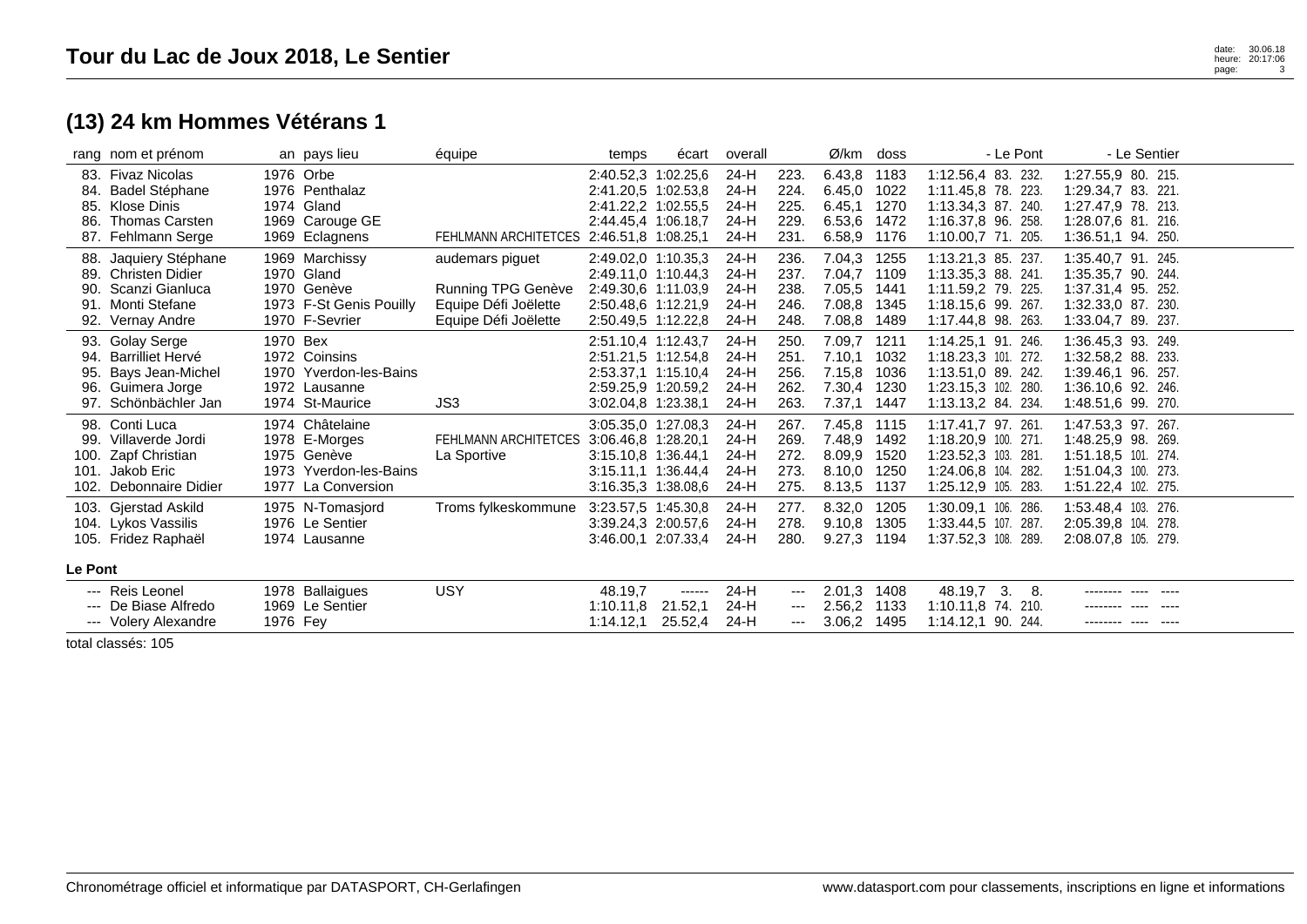## (13) 24 km Hommes Vétérans 1

| rang | nom et prénom | an | pays lieu | équipe | temps | écart | overall | | Ø/km | doss | - Le Pont | | | - Le Sentier | | |
|---|---|---|---|---|---|---|---|---|---|---|---|---|---|---|---|---|
| 83. | Fivaz Nicolas | 1976 | Orbe | | 2:40.52,3 | 1:02.25,6 | 24-H | 223. | 6.43,8 | 1183 | 1:12.56,4 | 83. | 232. | 1:27.55,9 | 80. | 215. |
| 84. | Badel Stéphane | 1976 | Penthalaz | | 2:41.20,5 | 1:02.53,8 | 24-H | 224. | 6.45,0 | 1022 | 1:11.45,8 | 78. | 223. | 1:29.34,7 | 83. | 221. |
| 85. | Klose Dinis | 1974 | Gland | | 2:41.22,2 | 1:02.55,5 | 24-H | 225. | 6.45,1 | 1270 | 1:13.34,3 | 87. | 240. | 1:27.47,9 | 78. | 213. |
| 86. | Thomas Carsten | 1969 | Carouge GE | | 2:44.45,4 | 1:06.18,7 | 24-H | 229. | 6.53,6 | 1472 | 1:16.37,8 | 96. | 258. | 1:28.07,6 | 81. | 216. |
| 87. | Fehlmann Serge | 1969 | Eclagnens | FEHLMANN ARCHITETCES | 2:46.51,8 | 1:08.25,1 | 24-H | 231. | 6.58,9 | 1176 | 1:10.00,7 | 71. | 205. | 1:36.51,1 | 94. | 250. |
| 88. | Jaquiery Stéphane | 1969 | Marchissy | audemars piguet | 2:49.02,0 | 1:10.35,3 | 24-H | 236. | 7.04,3 | 1255 | 1:13.21,3 | 85. | 237. | 1:35.40,7 | 91. | 245. |
| 89. | Christen Didier | 1970 | Gland | | 2:49.11,0 | 1:10.44,3 | 24-H | 237. | 7.04,7 | 1109 | 1:13.35,3 | 88. | 241. | 1:35.35,7 | 90. | 244. |
| 90. | Scanzi Gianluca | 1970 | Genève | Running TPG Genève | 2:49.30,6 | 1:11.03,9 | 24-H | 238. | 7.05,5 | 1441 | 1:11.59,2 | 79. | 225. | 1:37.31,4 | 95. | 252. |
| 91. | Monti Stefane | 1973 | F-St Genis Pouilly | Equipe Défi Joëlette | 2:50.48,6 | 1:12.21,9 | 24-H | 246. | 7.08,8 | 1345 | 1:18.15,6 | 99. | 267. | 1:32.33,0 | 87. | 230. |
| 92. | Vernay Andre | 1970 | F-Sevrier | Equipe Défi Joëlette | 2:50.49,5 | 1:12.22,8 | 24-H | 248. | 7.08,8 | 1489 | 1:17.44,8 | 98. | 263. | 1:33.04,7 | 89. | 237. |
| 93. | Golay Serge | 1970 | Bex | | 2:51.10,4 | 1:12.43,7 | 24-H | 250. | 7.09,7 | 1211 | 1:14.25,1 | 91. | 246. | 1:36.45,3 | 93. | 249. |
| 94. | Barrilliet Hervé | 1972 | Coinsins | | 2:51.21,5 | 1:12.54,8 | 24-H | 251. | 7.10,1 | 1032 | 1:18.23,3 | 101. | 272. | 1:32.58,2 | 88. | 233. |
| 95. | Bays Jean-Michel | 1970 | Yverdon-les-Bains | | 2:53.37,1 | 1:15.10,4 | 24-H | 256. | 7.15,8 | 1036 | 1:13.51,0 | 89. | 242. | 1:39.46,1 | 96. | 257. |
| 96. | Guimera Jorge | 1972 | Lausanne | | 2:59.25,9 | 1:20.59,2 | 24-H | 262. | 7.30,4 | 1230 | 1:23.15,3 | 102. | 280. | 1:36.10,6 | 92. | 246. |
| 97. | Schönbächler Jan | 1974 | St-Maurice | JS3 | 3:02.04,8 | 1:23.38,1 | 24-H | 263. | 7.37,1 | 1447 | 1:13.13,2 | 84. | 234. | 1:48.51,6 | 99. | 270. |
| 98. | Conti Luca | 1974 | Châtelaine | | 3:05.35,0 | 1:27.08,3 | 24-H | 267. | 7.45,8 | 1115 | 1:17.41,7 | 97. | 261. | 1:47.53,3 | 97. | 267. |
| 99. | Villaverde Jordi | 1978 | E-Morges | FEHLMANN ARCHITETCES | 3:06.46,8 | 1:28.20,1 | 24-H | 269. | 7.48,9 | 1492 | 1:18.20,9 | 100. | 271. | 1:48.25,9 | 98. | 269. |
| 100. | Zapf Christian | 1975 | Genève | La Sportive | 3:15.10,8 | 1:36.44,1 | 24-H | 272. | 8.09,9 | 1520 | 1:23.52,3 | 103. | 281. | 1:51.18,5 | 101. | 274. |
| 101. | Jakob Eric | 1973 | Yverdon-les-Bains | | 3:15.11,1 | 1:36.44,4 | 24-H | 273. | 8.10,0 | 1250 | 1:24.06,8 | 104. | 282. | 1:51.04,3 | 100. | 273. |
| 102. | Debonnaire Didier | 1977 | La Conversion | | 3:16.35,3 | 1:38.08,6 | 24-H | 275. | 8.13,5 | 1137 | 1:25.12,9 | 105. | 283. | 1:51.22,4 | 102. | 275. |
| 103. | Gjerstad Askild | 1975 | N-Tomasjord | Troms fylkeskommune | 3:23.57,5 | 1:45.30,8 | 24-H | 277. | 8.32,0 | 1205 | 1:30.09,1 | 106. | 286. | 1:53.48,4 | 103. | 276. |
| 104. | Lykos Vassilis | 1976 | Le Sentier | | 3:39.24,3 | 2:00.57,6 | 24-H | 278. | 9.10,8 | 1305 | 1:33.44,5 | 107. | 287. | 2:05.39,8 | 104. | 278. |
| 105. | Fridez Raphaël | 1974 | Lausanne | | 3:46.00,1 | 2:07.33,4 | 24-H | 280. | 9.27,3 | 1194 | 1:37.52,3 | 108. | 289. | 2:08.07,8 | 105. | 279. |

**Le Pont**

| rang | nom et prénom | an | pays lieu | équipe | temps | écart | overall | | Ø/km | doss | - Le Pont | | | - Le Sentier | | |
|---|---|---|---|---|---|---|---|---|---|---|---|---|---|---|---|---|
| --- | Reis Leonel | 1978 | Ballaigues | USY | 48.19,7 | ------ | 24-H | --- | 2.01,3 | 1408 | 48.19,7 | 3. | 8. | -------- | ---- | ---- |
| --- | De Biase Alfredo | 1969 | Le Sentier | | 1:10.11,8 | 21.52,1 | 24-H | --- | 2.56,2 | 1133 | 1:10.11,8 | 74. | 210. | -------- | ---- | ---- |
| --- | Volery Alexandre | 1976 | Fey | | 1:14.12,1 | 25.52,4 | 24-H | --- | 3.06,2 | 1495 | 1:14.12,1 | 90. | 244. | -------- | ---- | ---- |

total classés: 105